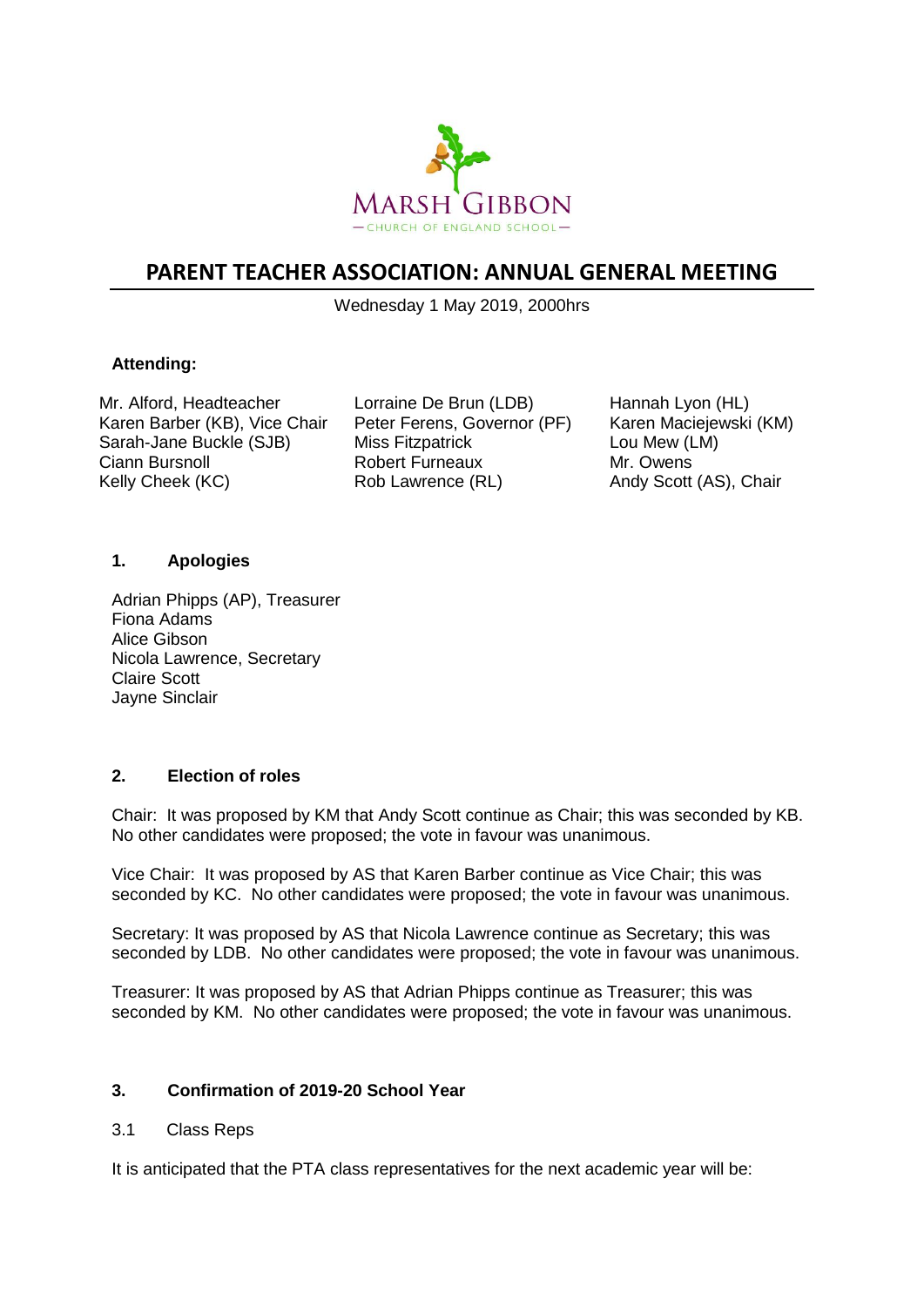MARSH GIBBON

— CHURCH OF ENGLAND SCHOOL —

# PARENT TEACHER ASSOCIATION: ANNUAL GENERAL MEETING

Wednesday 1 May 2019, 2000hrs

**Attending:**

Mr. Alford, Headteacher
Karen Barber (KB), Vice Chair
Sarah-Jane Buckle (SJB)
Ciann Bursnoll
Kelly Cheek (KC)
Lorraine De Brun (LDB)
Peter Ferens, Governor (PF)
Miss Fitzpatrick
Robert Furneaux
Rob Lawrence (RL)
Hannah Lyon (HL)
Karen Maciejewski (KM)
Lou Mew (LM)
Mr. Owens
Andy Scott (AS), Chair

## 1. Apologies

Adrian Phipps (AP), Treasurer
Fiona Adams
Alice Gibson
Nicola Lawrence, Secretary
Claire Scott
Jayne Sinclair

## 2. Election of roles

Chair: It was proposed by KM that Andy Scott continue as Chair; this was seconded by KB. No other candidates were proposed; the vote in favour was unanimous.

Vice Chair: It was proposed by AS that Karen Barber continue as Vice Chair; this was seconded by KC. No other candidates were proposed; the vote in favour was unanimous.

Secretary: It was proposed by AS that Nicola Lawrence continue as Secretary; this was seconded by LDB. No other candidates were proposed; the vote in favour was unanimous.

Treasurer: It was proposed by AS that Adrian Phipps continue as Treasurer; this was seconded by KM. No other candidates were proposed; the vote in favour was unanimous.

## 3. Confirmation of 2019-20 School Year

3.1 Class Reps

It is anticipated that the PTA class representatives for the next academic year will be: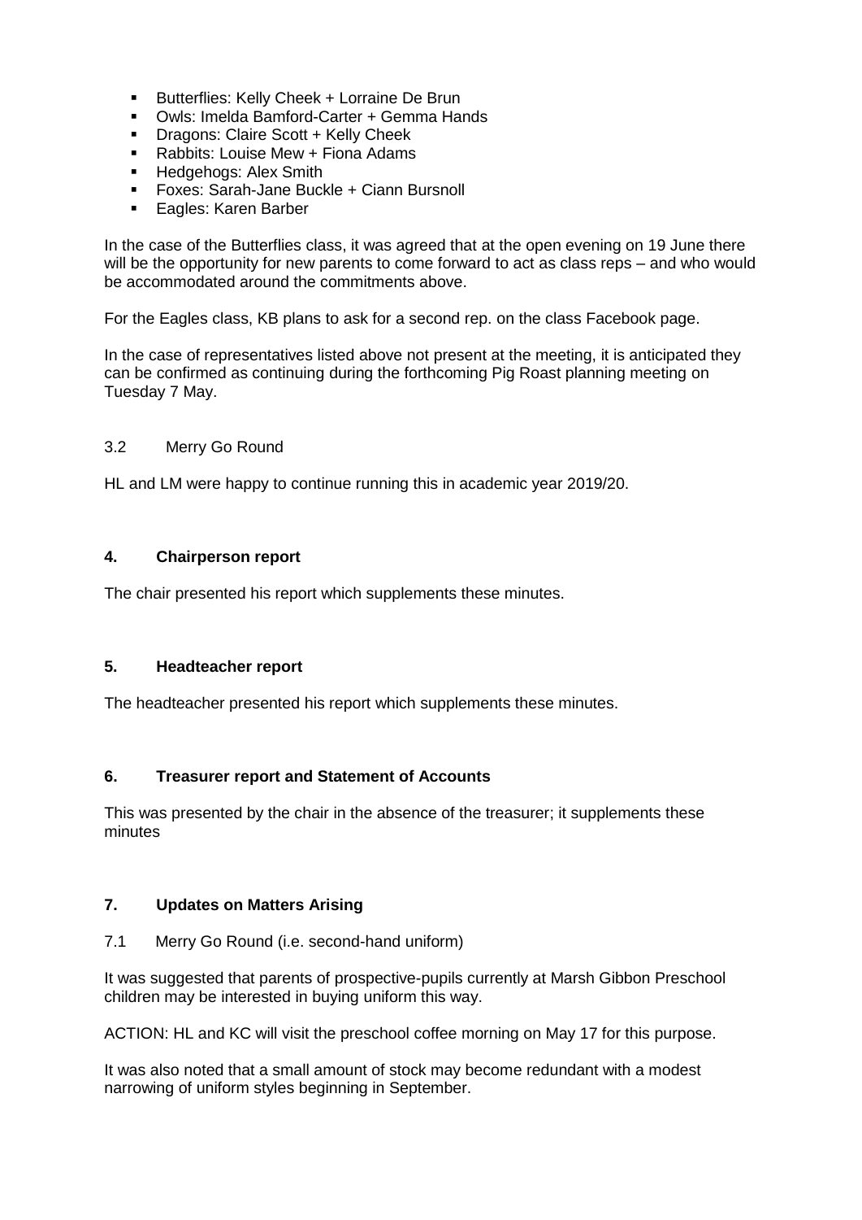- Butterflies: Kelly Cheek + Lorraine De Brun
- Owls: Imelda Bamford-Carter + Gemma Hands
- Dragons: Claire Scott + Kelly Cheek
- Rabbits: Louise Mew + Fiona Adams
- Hedgehogs: Alex Smith
- Foxes: Sarah-Jane Buckle + Ciann Bursnoll
- Eagles: Karen Barber

In the case of the Butterflies class, it was agreed that at the open evening on 19 June there will be the opportunity for new parents to come forward to act as class reps – and who would be accommodated around the commitments above.

For the Eagles class, KB plans to ask for a second rep. on the class Facebook page.

In the case of representatives listed above not present at the meeting, it is anticipated they can be confirmed as continuing during the forthcoming Pig Roast planning meeting on Tuesday 7 May.

3.2 Merry Go Round

HL and LM were happy to continue running this in academic year 2019/20.

## 4. Chairperson report

The chair presented his report which supplements these minutes.

## 5. Headteacher report

The headteacher presented his report which supplements these minutes.

## 6. Treasurer report and Statement of Accounts

This was presented by the chair in the absence of the treasurer; it supplements these minutes

## 7. Updates on Matters Arising

7.1 Merry Go Round (i.e. second-hand uniform)

It was suggested that parents of prospective-pupils currently at Marsh Gibbon Preschool children may be interested in buying uniform this way.

ACTION: HL and KC will visit the preschool coffee morning on May 17 for this purpose.

It was also noted that a small amount of stock may become redundant with a modest narrowing of uniform styles beginning in September.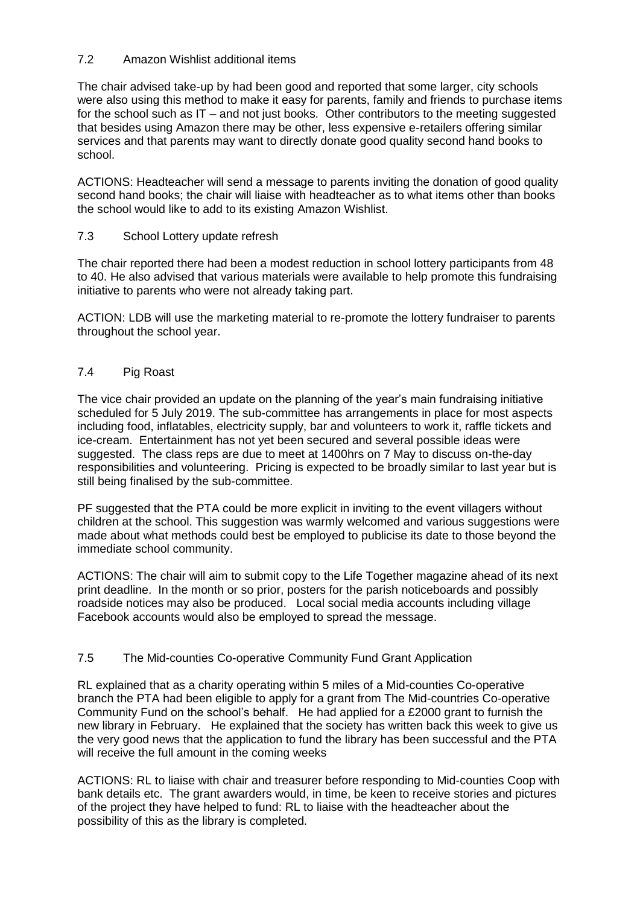### 7.2 Amazon Wishlist additional items

The chair advised take-up by had been good and reported that some larger, city schools were also using this method to make it easy for parents, family and friends to purchase items for the school such as IT – and not just books. Other contributors to the meeting suggested that besides using Amazon there may be other, less expensive e-retailers offering similar services and that parents may want to directly donate good quality second hand books to school.

ACTIONS: Headteacher will send a message to parents inviting the donation of good quality second hand books; the chair will liaise with headteacher as to what items other than books the school would like to add to its existing Amazon Wishlist.

### 7.3 School Lottery update refresh

The chair reported there had been a modest reduction in school lottery participants from 48 to 40. He also advised that various materials were available to help promote this fundraising initiative to parents who were not already taking part.

ACTION: LDB will use the marketing material to re-promote the lottery fundraiser to parents throughout the school year.

### 7.4 Pig Roast

The vice chair provided an update on the planning of the year's main fundraising initiative scheduled for 5 July 2019. The sub-committee has arrangements in place for most aspects including food, inflatables, electricity supply, bar and volunteers to work it, raffle tickets and ice-cream. Entertainment has not yet been secured and several possible ideas were suggested. The class reps are due to meet at 1400hrs on 7 May to discuss on-the-day responsibilities and volunteering. Pricing is expected to be broadly similar to last year but is still being finalised by the sub-committee.

PF suggested that the PTA could be more explicit in inviting to the event villagers without children at the school. This suggestion was warmly welcomed and various suggestions were made about what methods could best be employed to publicise its date to those beyond the immediate school community.

ACTIONS: The chair will aim to submit copy to the Life Together magazine ahead of its next print deadline. In the month or so prior, posters for the parish noticeboards and possibly roadside notices may also be produced. Local social media accounts including village Facebook accounts would also be employed to spread the message.

### 7.5 The Mid-counties Co-operative Community Fund Grant Application

RL explained that as a charity operating within 5 miles of a Mid-counties Co-operative branch the PTA had been eligible to apply for a grant from The Mid-countries Co-operative Community Fund on the school's behalf. He had applied for a £2000 grant to furnish the new library in February. He explained that the society has written back this week to give us the very good news that the application to fund the library has been successful and the PTA will receive the full amount in the coming weeks

ACTIONS: RL to liaise with chair and treasurer before responding to Mid-counties Coop with bank details etc. The grant awarders would, in time, be keen to receive stories and pictures of the project they have helped to fund: RL to liaise with the headteacher about the possibility of this as the library is completed.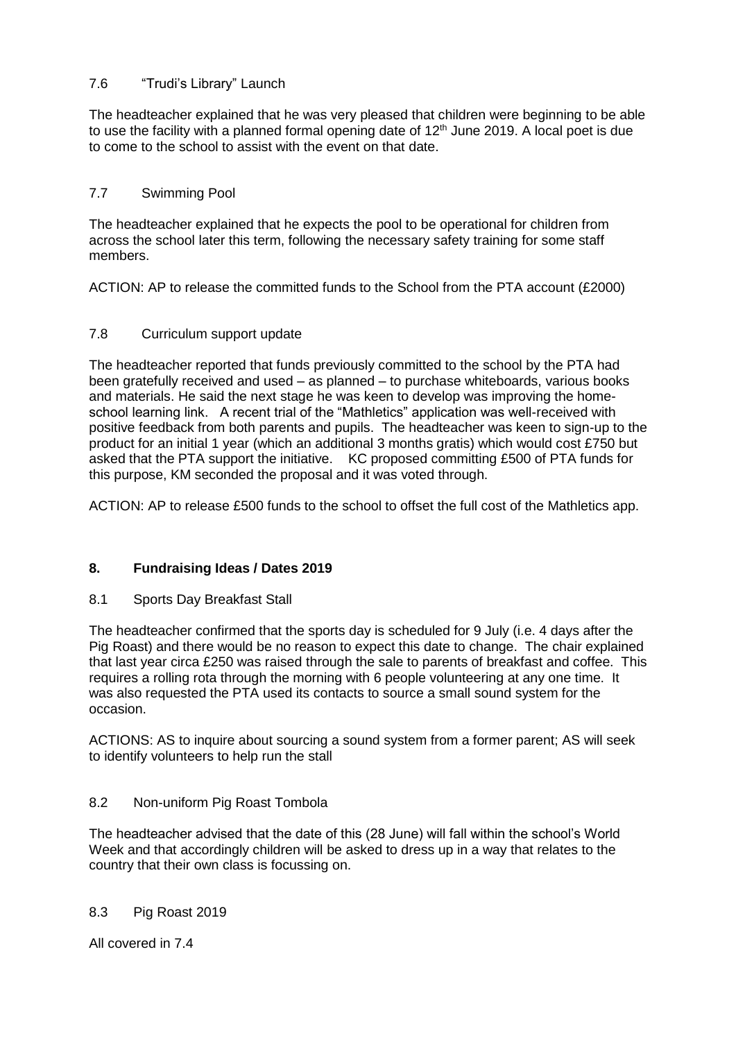7.6 "Trudi's Library" Launch

The headteacher explained that he was very pleased that children were beginning to be able to use the facility with a planned formal opening date of 12th June 2019. A local poet is due to come to the school to assist with the event on that date.

7.7 Swimming Pool

The headteacher explained that he expects the pool to be operational for children from across the school later this term, following the necessary safety training for some staff members.

ACTION: AP to release the committed funds to the School from the PTA account (£2000)

7.8 Curriculum support update

The headteacher reported that funds previously committed to the school by the PTA had been gratefully received and used – as planned – to purchase whiteboards, various books and materials. He said the next stage he was keen to develop was improving the home-school learning link. A recent trial of the "Mathletics" application was well-received with positive feedback from both parents and pupils. The headteacher was keen to sign-up to the product for an initial 1 year (which an additional 3 months gratis) which would cost £750 but asked that the PTA support the initiative. KC proposed committing £500 of PTA funds for this purpose, KM seconded the proposal and it was voted through.

ACTION: AP to release £500 funds to the school to offset the full cost of the Mathletics app.

## 8. Fundraising Ideas / Dates 2019

8.1 Sports Day Breakfast Stall

The headteacher confirmed that the sports day is scheduled for 9 July (i.e. 4 days after the Pig Roast) and there would be no reason to expect this date to change. The chair explained that last year circa £250 was raised through the sale to parents of breakfast and coffee. This requires a rolling rota through the morning with 6 people volunteering at any one time. It was also requested the PTA used its contacts to source a small sound system for the occasion.

ACTIONS: AS to inquire about sourcing a sound system from a former parent; AS will seek to identify volunteers to help run the stall

8.2 Non-uniform Pig Roast Tombola

The headteacher advised that the date of this (28 June) will fall within the school's World Week and that accordingly children will be asked to dress up in a way that relates to the country that their own class is focussing on.

8.3 Pig Roast 2019

All covered in 7.4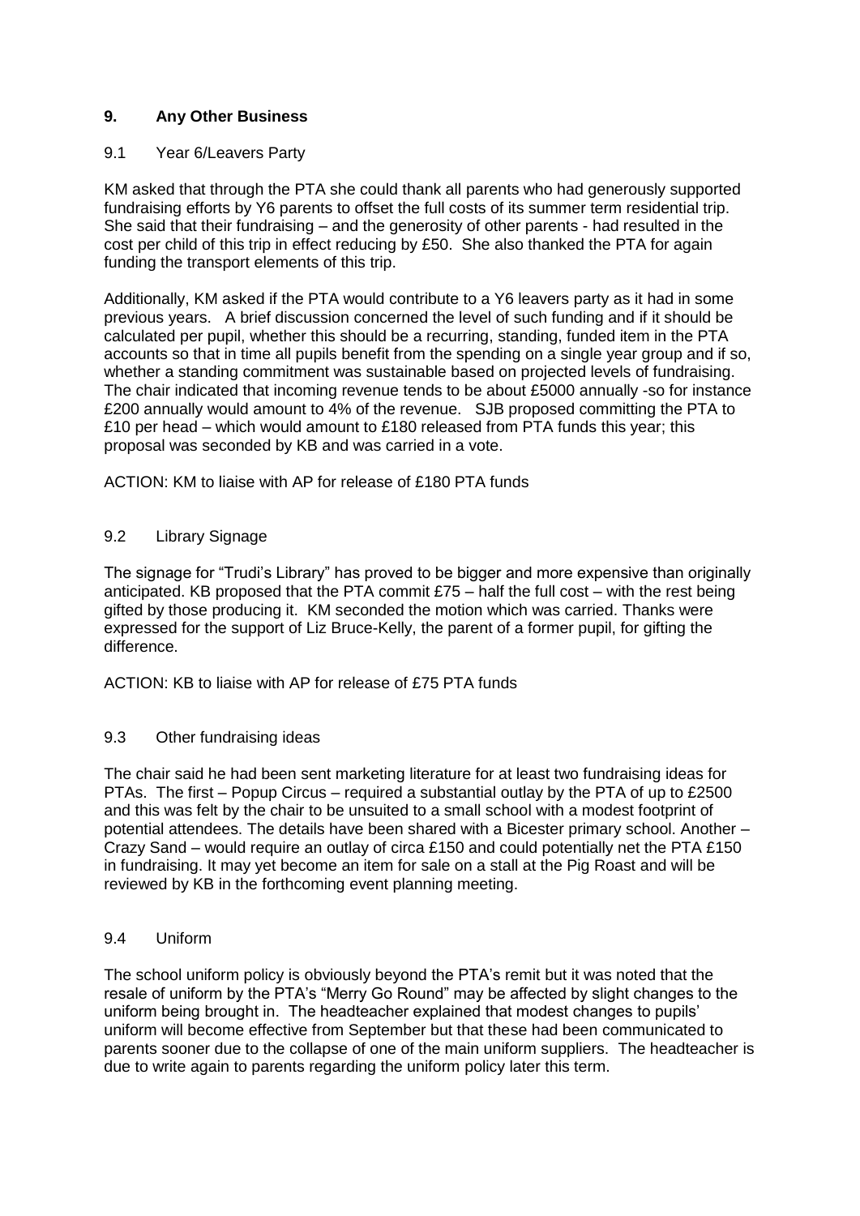## 9. Any Other Business

### 9.1 Year 6/Leavers Party

KM asked that through the PTA she could thank all parents who had generously supported fundraising efforts by Y6 parents to offset the full costs of its summer term residential trip. She said that their fundraising – and the generosity of other parents - had resulted in the cost per child of this trip in effect reducing by £50. She also thanked the PTA for again funding the transport elements of this trip.

Additionally, KM asked if the PTA would contribute to a Y6 leavers party as it had in some previous years. A brief discussion concerned the level of such funding and if it should be calculated per pupil, whether this should be a recurring, standing, funded item in the PTA accounts so that in time all pupils benefit from the spending on a single year group and if so, whether a standing commitment was sustainable based on projected levels of fundraising. The chair indicated that incoming revenue tends to be about £5000 annually -so for instance £200 annually would amount to 4% of the revenue. SJB proposed committing the PTA to £10 per head – which would amount to £180 released from PTA funds this year; this proposal was seconded by KB and was carried in a vote.

ACTION: KM to liaise with AP for release of £180 PTA funds

### 9.2 Library Signage

The signage for "Trudi's Library" has proved to be bigger and more expensive than originally anticipated. KB proposed that the PTA commit £75 – half the full cost – with the rest being gifted by those producing it. KM seconded the motion which was carried. Thanks were expressed for the support of Liz Bruce-Kelly, the parent of a former pupil, for gifting the difference.

ACTION: KB to liaise with AP for release of £75 PTA funds

### 9.3 Other fundraising ideas

The chair said he had been sent marketing literature for at least two fundraising ideas for PTAs. The first – Popup Circus – required a substantial outlay by the PTA of up to £2500 and this was felt by the chair to be unsuited to a small school with a modest footprint of potential attendees. The details have been shared with a Bicester primary school. Another – Crazy Sand – would require an outlay of circa £150 and could potentially net the PTA £150 in fundraising. It may yet become an item for sale on a stall at the Pig Roast and will be reviewed by KB in the forthcoming event planning meeting.

### 9.4 Uniform

The school uniform policy is obviously beyond the PTA's remit but it was noted that the resale of uniform by the PTA's "Merry Go Round" may be affected by slight changes to the uniform being brought in. The headteacher explained that modest changes to pupils' uniform will become effective from September but that these had been communicated to parents sooner due to the collapse of one of the main uniform suppliers. The headteacher is due to write again to parents regarding the uniform policy later this term.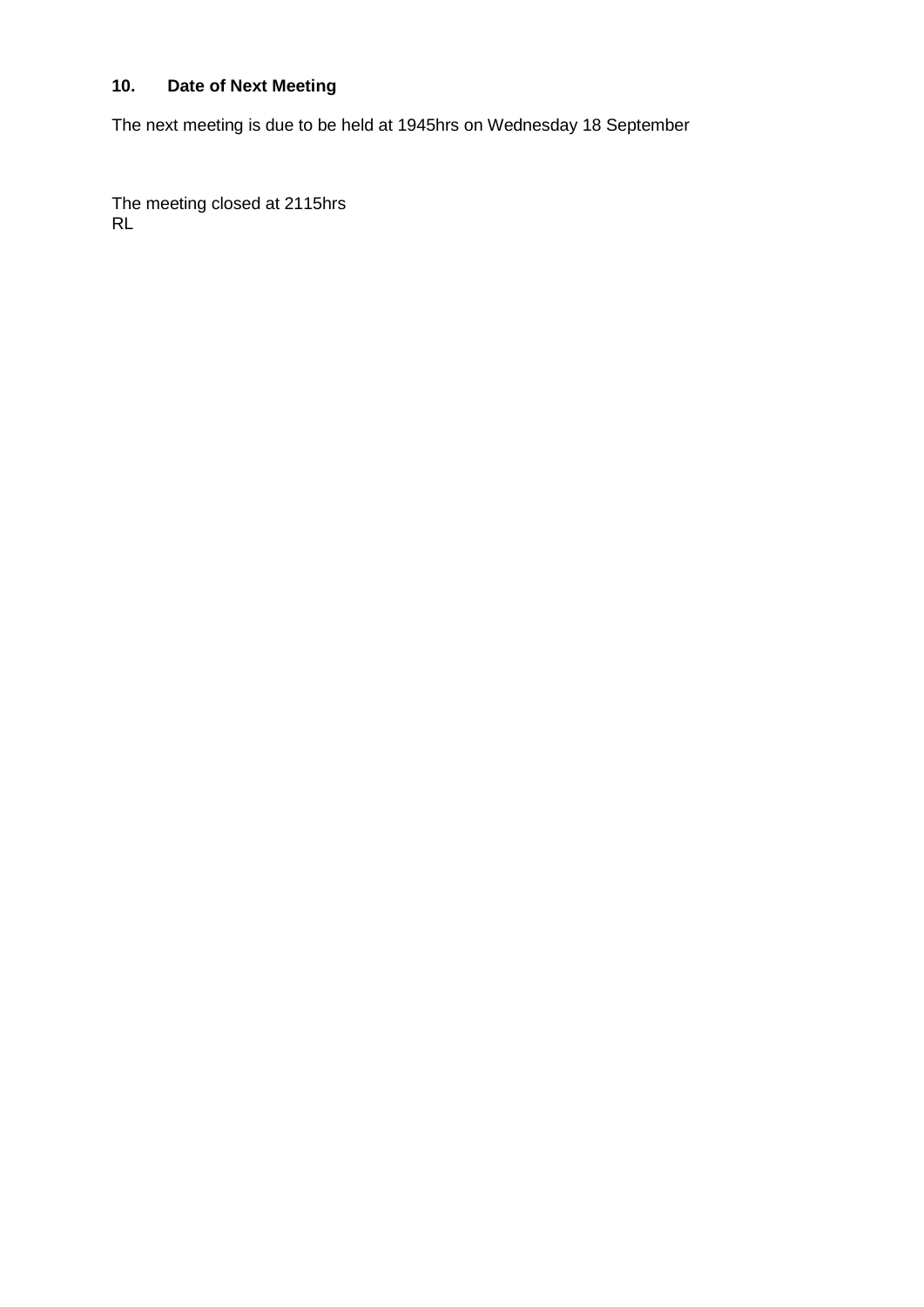## 10. Date of Next Meeting

The next meeting is due to be held at 1945hrs on Wednesday 18 September

The meeting closed at 2115hrs
RL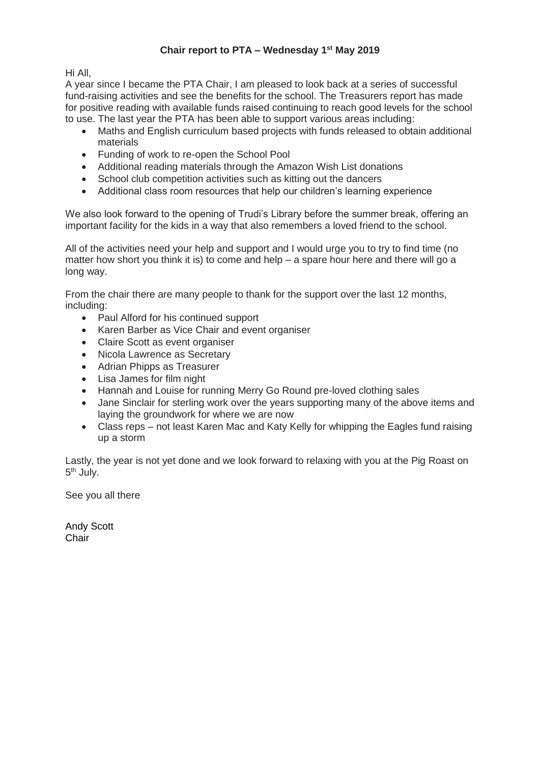## Chair report to PTA – Wednesday 1st May 2019

Hi All,

A year since I became the PTA Chair, I am pleased to look back at a series of successful fund-raising activities and see the benefits for the school. The Treasurers report has made for positive reading with available funds raised continuing to reach good levels for the school to use. The last year the PTA has been able to support various areas including:

- Maths and English curriculum based projects with funds released to obtain additional materials
- Funding of work to re-open the School Pool
- Additional reading materials through the Amazon Wish List donations
- School club competition activities such as kitting out the dancers
- Additional class room resources that help our children's learning experience

We also look forward to the opening of Trudi's Library before the summer break, offering an important facility for the kids in a way that also remembers a loved friend to the school.

All of the activities need your help and support and I would urge you to try to find time (no matter how short you think it is) to come and help – a spare hour here and there will go a long way.

From the chair there are many people to thank for the support over the last 12 months, including:

- Paul Alford for his continued support
- Karen Barber as Vice Chair and event organiser
- Claire Scott as event organiser
- Nicola Lawrence as Secretary
- Adrian Phipps as Treasurer
- Lisa James for film night
- Hannah and Louise for running Merry Go Round pre-loved clothing sales
- Jane Sinclair for sterling work over the years supporting many of the above items and laying the groundwork for where we are now
- Class reps – not least Karen Mac and Katy Kelly for whipping the Eagles fund raising up a storm

Lastly, the year is not yet done and we look forward to relaxing with you at the Pig Roast on 5th July.

See you all there

Andy Scott
Chair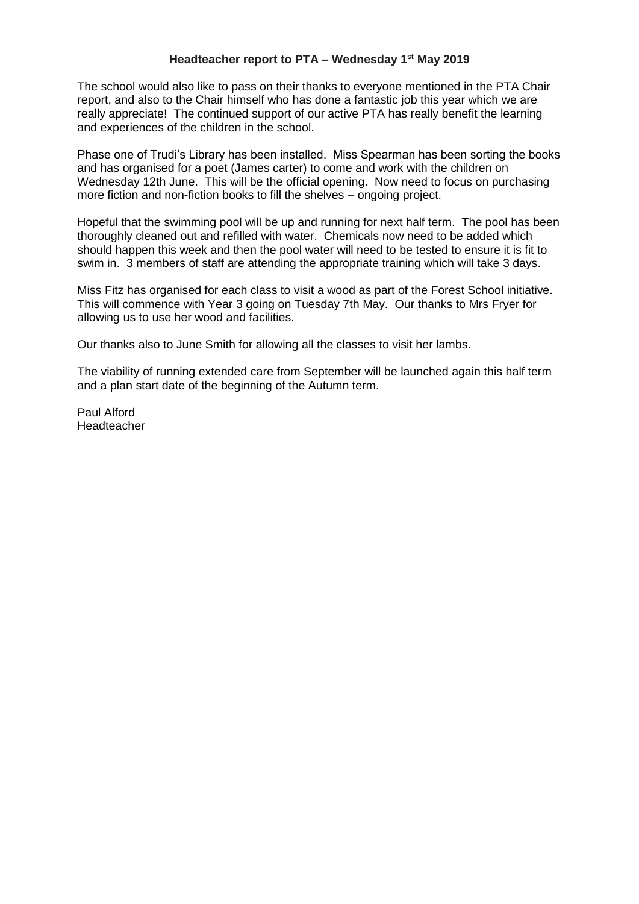**Headteacher report to PTA – Wednesday 1st May 2019**

The school would also like to pass on their thanks to everyone mentioned in the PTA Chair report, and also to the Chair himself who has done a fantastic job this year which we are really appreciate! The continued support of our active PTA has really benefit the learning and experiences of the children in the school.

Phase one of Trudi's Library has been installed. Miss Spearman has been sorting the books and has organised for a poet (James carter) to come and work with the children on Wednesday 12th June. This will be the official opening. Now need to focus on purchasing more fiction and non-fiction books to fill the shelves – ongoing project.

Hopeful that the swimming pool will be up and running for next half term. The pool has been thoroughly cleaned out and refilled with water. Chemicals now need to be added which should happen this week and then the pool water will need to be tested to ensure it is fit to swim in. 3 members of staff are attending the appropriate training which will take 3 days.

Miss Fitz has organised for each class to visit a wood as part of the Forest School initiative. This will commence with Year 3 going on Tuesday 7th May. Our thanks to Mrs Fryer for allowing us to use her wood and facilities.

Our thanks also to June Smith for allowing all the classes to visit her lambs.

The viability of running extended care from September will be launched again this half term and a plan start date of the beginning of the Autumn term.

Paul Alford
Headteacher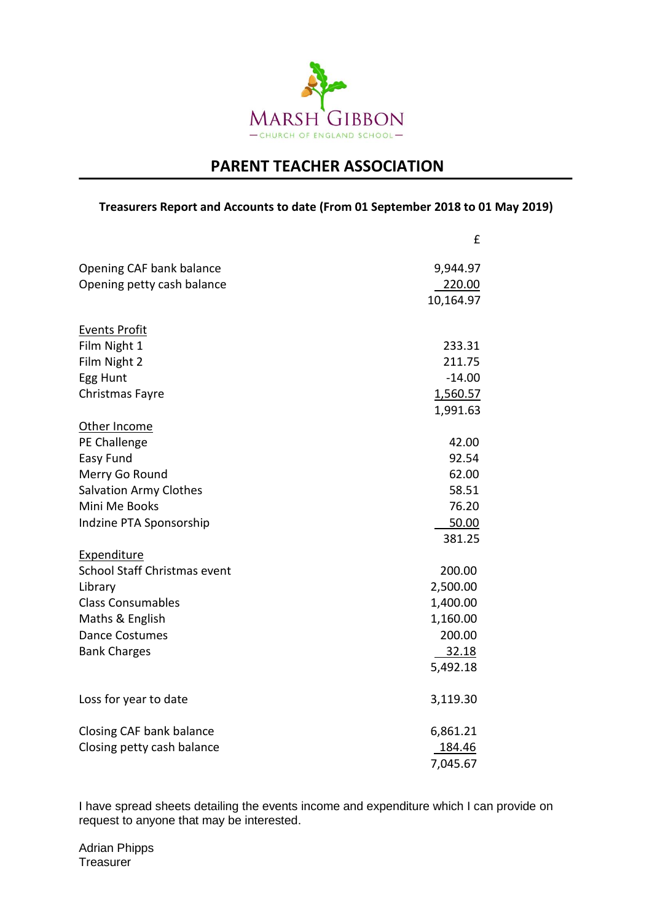MARSH GIBBON
— CHURCH OF ENGLAND SCHOOL —

# PARENT TEACHER ASSOCIATION

**Treasurers Report and Accounts to date (From 01 September 2018 to 01 May 2019)**

| | £ |
|---|---|
| Opening CAF bank balance | 9,944.97 |
| Opening petty cash balance | 220.00 |
| | 10,164.97 |
| | |
| Events Profit | |
| Film Night 1 | 233.31 |
| Film Night 2 | 211.75 |
| Egg Hunt | -14.00 |
| Christmas Fayre | 1,560.57 |
| | 1,991.63 |
| Other Income | |
| PE Challenge | 42.00 |
| Easy Fund | 92.54 |
| Merry Go Round | 62.00 |
| Salvation Army Clothes | 58.51 |
| Mini Me Books | 76.20 |
| Indzine PTA Sponsorship | 50.00 |
| | 381.25 |
| Expenditure | |
| School Staff Christmas event | 200.00 |
| Library | 2,500.00 |
| Class Consumables | 1,400.00 |
| Maths & English | 1,160.00 |
| Dance Costumes | 200.00 |
| Bank Charges | 32.18 |
| | 5,492.18 |
| | |
| Loss for year to date | 3,119.30 |
| | |
| Closing CAF bank balance | 6,861.21 |
| Closing petty cash balance | 184.46 |
| | 7,045.67 |

I have spread sheets detailing the events income and expenditure which I can provide on request to anyone that may be interested.

Adrian Phipps
Treasurer